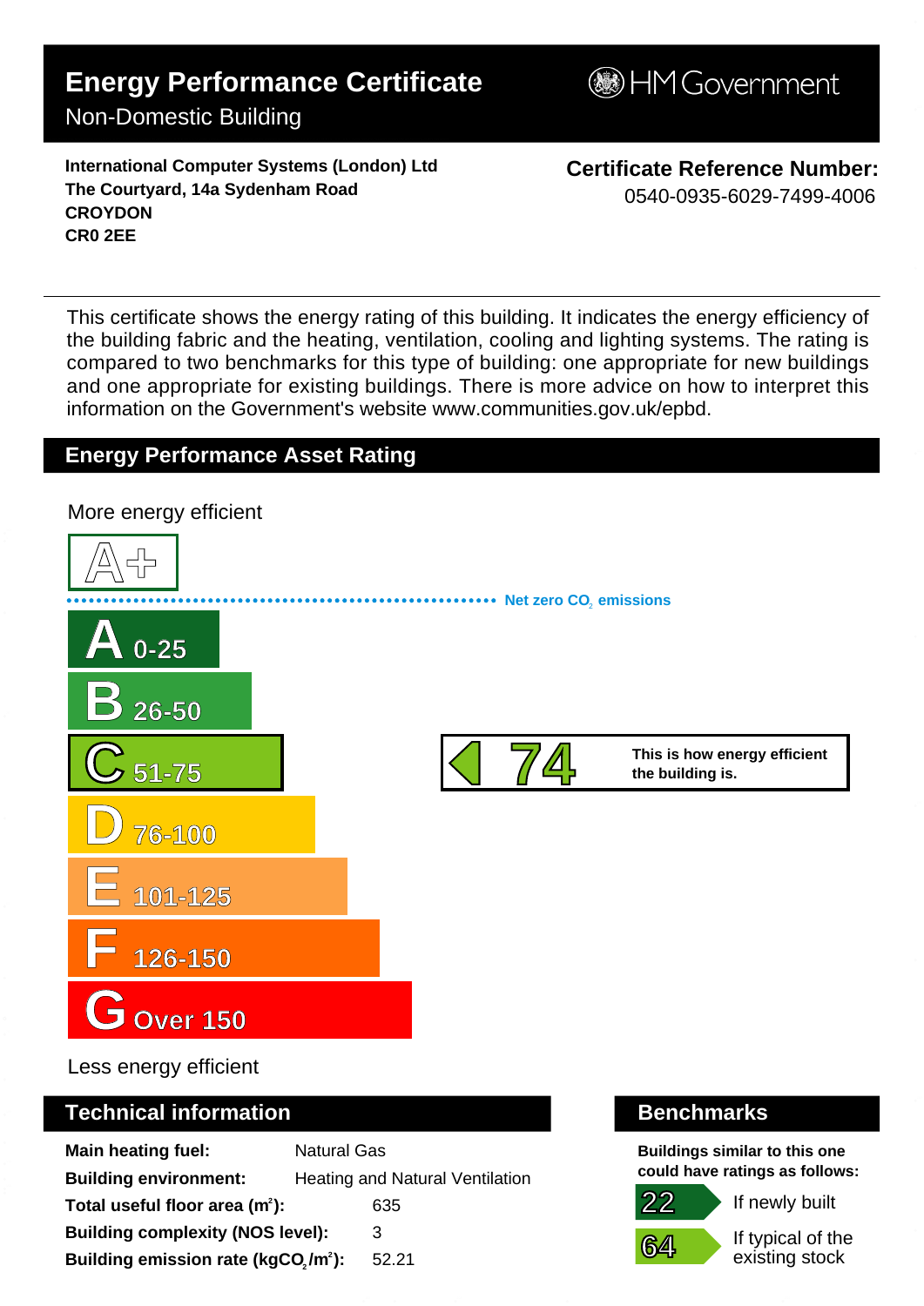# Energy Performance Certificate

Non-Domestic Building

HM Government

**International Computer Systems (London) Ltd**
**The Courtyard, 14a Sydenham Road**
**CROYDON**
**CR0 2EE**

**Certificate Reference Number:**
0540-0935-6029-7499-4006

This certificate shows the energy rating of this building. It indicates the energy efficiency of the building fabric and the heating, ventilation, cooling and lighting systems. The rating is compared to two benchmarks for this type of building: one appropriate for new buildings and one appropriate for existing buildings. There is more advice on how to interpret this information on the Government's website www.communities.gov.uk/epbd.

## Energy Performance Asset Rating

More energy efficient

A+

Net zero $CO_2$ emissions

- A 0-25
- B 26-50
- C 51-75
- D 76-100
- E 101-125
- F 126-150
- G Over 150

**74** — This is how energy efficient the building is.

Less energy efficient

## Technical information

| | |
|---|---|
| **Main heating fuel:** | Natural Gas |
| **Building environment:** | Heating and Natural Ventilation |
| **Total useful floor area ($m^2$):** | 635 |
| **Building complexity (NOS level):** | 3 |
| **Building emission rate ($kgCO_2/m^2$):** | 52.21 |

## Benchmarks

**Buildings similar to this one could have ratings as follows:**

| | |
|---|---|
| 22 | If newly built |
| 64 | If typical of the existing stock |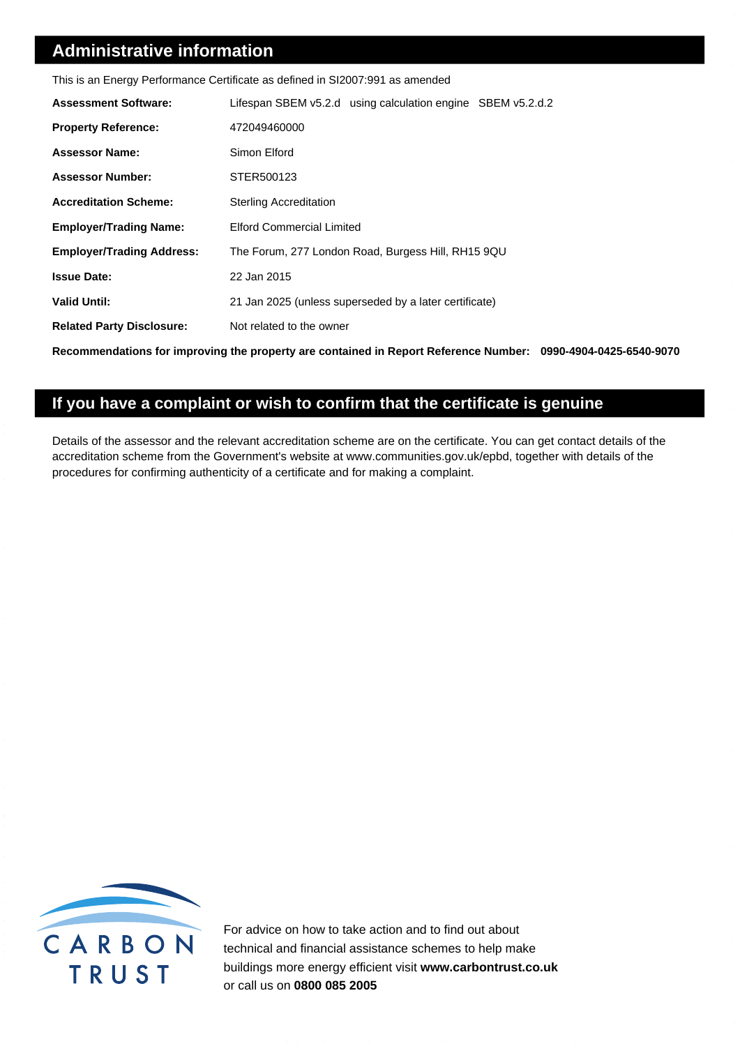## Administrative information

This is an Energy Performance Certificate as defined in SI2007:991 as amended

| | |
|---|---|
| **Assessment Software:** | Lifespan SBEM v5.2.d using calculation engine SBEM v5.2.d.2 |
| **Property Reference:** | 472049460000 |
| **Assessor Name:** | Simon Elford |
| **Assessor Number:** | STER500123 |
| **Accreditation Scheme:** | Sterling Accreditation |
| **Employer/Trading Name:** | Elford Commercial Limited |
| **Employer/Trading Address:** | The Forum, 277 London Road, Burgess Hill, RH15 9QU |
| **Issue Date:** | 22 Jan 2015 |
| **Valid Until:** | 21 Jan 2025 (unless superseded by a later certificate) |
| **Related Party Disclosure:** | Not related to the owner |

**Recommendations for improving the property are contained in Report Reference Number: 0990-4904-0425-6540-9070**

## If you have a complaint or wish to confirm that the certificate is genuine

Details of the assessor and the relevant accreditation scheme are on the certificate. You can get contact details of the accreditation scheme from the Government's website at www.communities.gov.uk/epbd, together with details of the procedures for confirming authenticity of a certificate and for making a complaint.

CARBON TRUST

For advice on how to take action and to find out about technical and financial assistance schemes to help make buildings more energy efficient visit **www.carbontrust.co.uk** or call us on **0800 085 2005**